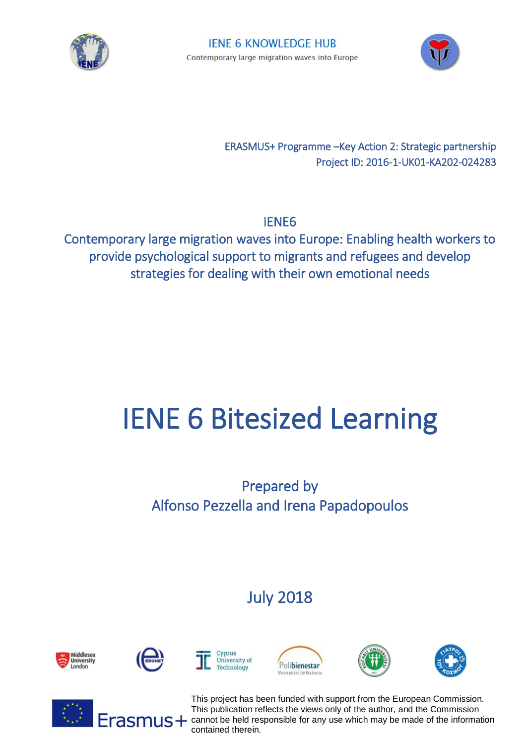IENE 6 KNOWLEDGE HUB

Contemporary large migration waves into Europe

ERASMUS+ Programme –Key Action 2: Strategic partnership
Project ID: 2016-1-UK01-KA202-024283

IENE6

Contemporary large migration waves into Europe: Enabling health workers to provide psychological support to migrants and refugees and develop strategies for dealing with their own emotional needs

# IENE 6 Bitesized Learning

Prepared by
Alfonso Pezzella and Irena Papadopoulos

July 2018

This project has been funded with support from the European Commission. This publication reflects the views only of the author, and the Commission cannot be held responsible for any use which may be made of the information contained therein.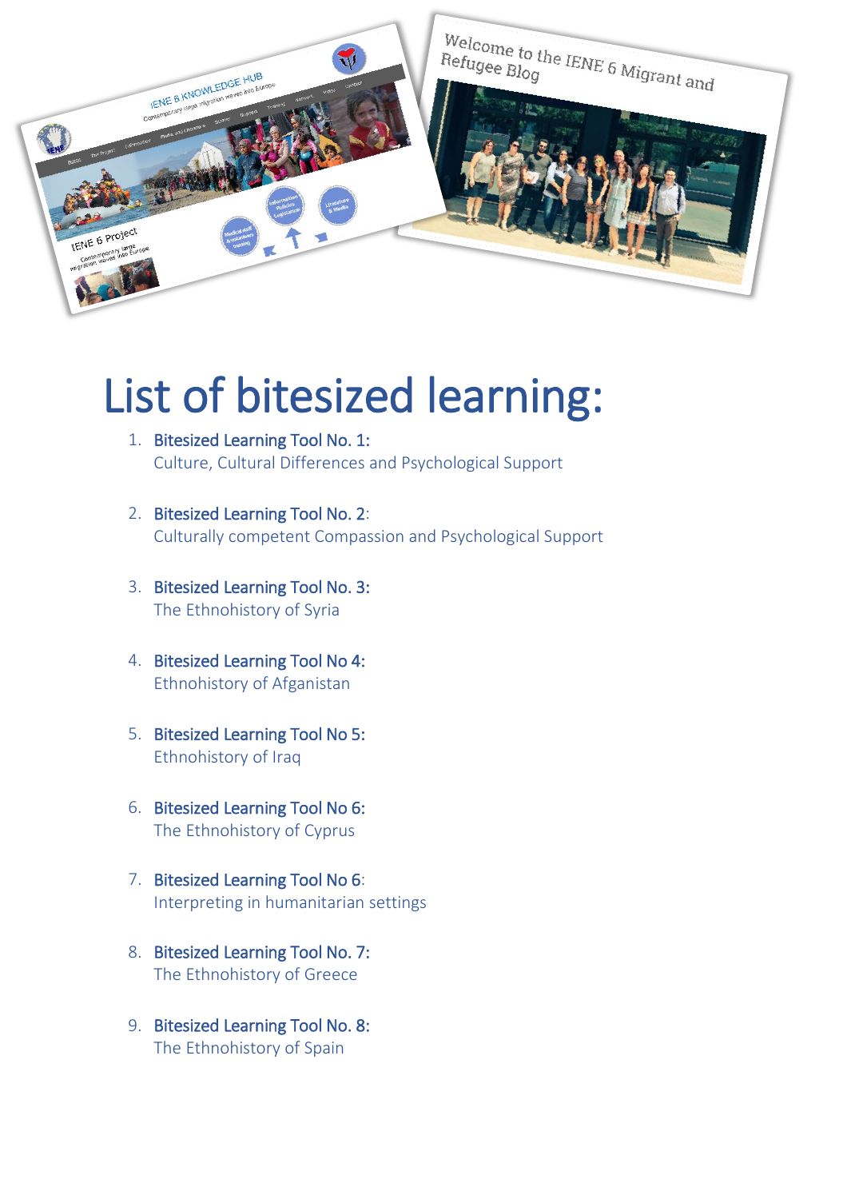# List of bitesized learning:

1. **Bitesized Learning Tool No. 1:**
   Culture, Cultural Differences and Psychological Support

2. **Bitesized Learning Tool No. 2**:
   Culturally competent Compassion and Psychological Support

3. **Bitesized Learning Tool No. 3:**
   The Ethnohistory of Syria

4. **Bitesized Learning Tool No 4:**
   Ethnohistory of Afganistan

5. **Bitesized Learning Tool No 5:**
   Ethnohistory of Iraq

6. **Bitesized Learning Tool No 6:**
   The Ethnohistory of Cyprus

7. **Bitesized Learning Tool No 6**:
   Interpreting in humanitarian settings

8. **Bitesized Learning Tool No. 7:**
   The Ethnohistory of Greece

9. **Bitesized Learning Tool No. 8:**
   The Ethnohistory of Spain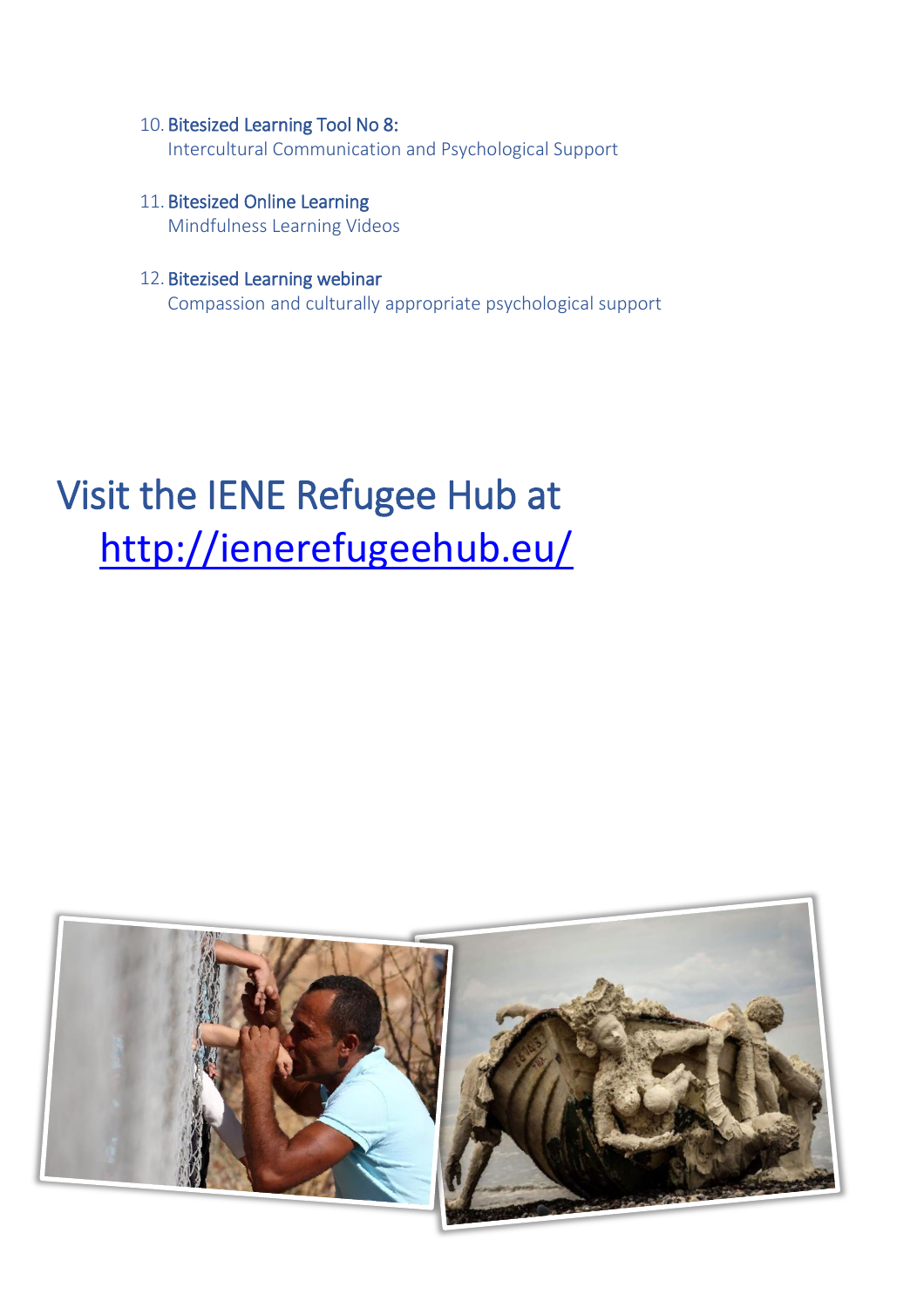10. **Bitesized Learning Tool No 8:**
    Intercultural Communication and Psychological Support

11. **Bitesized Online Learning**
    Mindfulness Learning Videos

12. **Bitezised Learning webinar**
    Compassion and culturally appropriate psychological support

# Visit the IENE Refugee Hub at [http://ienerefugeehub.eu/](http://ienerefugeehub.eu/)